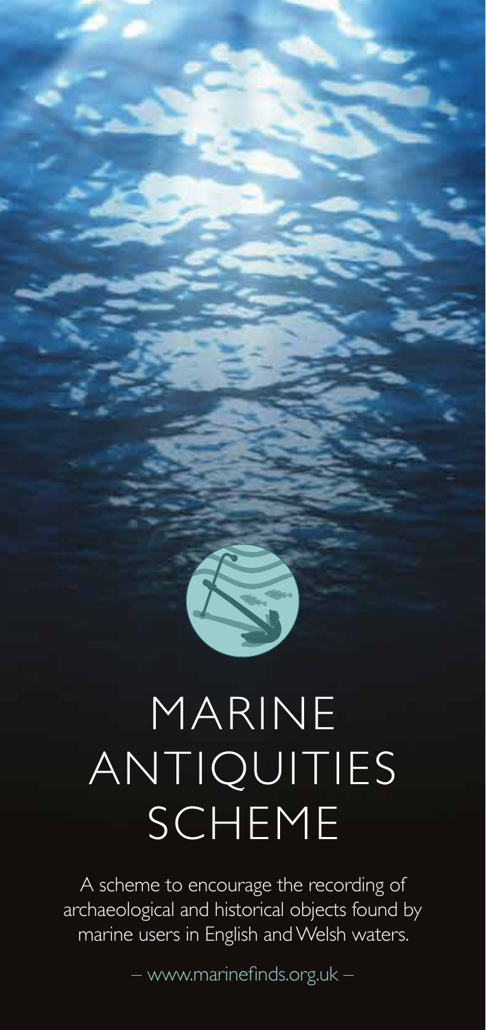# MARINE ANTIQUITIES SCHEME

A scheme to encourage the recording of archaeological and historical objects found by marine users in English and Welsh waters.

– www.marinefinds.org.uk –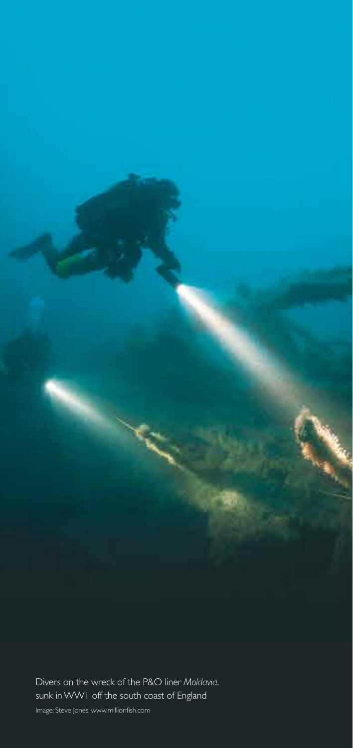Divers on the wreck of the P&O liner *Moldavia*, sunk in WW1 off the south coast of England

Image: Steve Jones, www.millionfish.com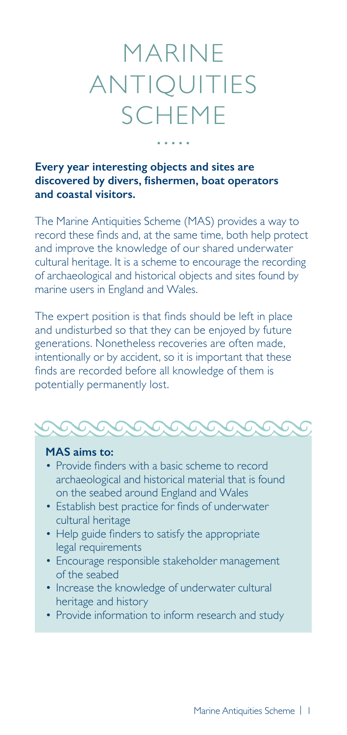# MARINE ANTIQUITIES SCHEME

**Every year interesting objects and sites are discovered by divers, fishermen, boat operators and coastal visitors.**

The Marine Antiquities Scheme (MAS) provides a way to record these finds and, at the same time, both help protect and improve the knowledge of our shared underwater cultural heritage. It is a scheme to encourage the recording of archaeological and historical objects and sites found by marine users in England and Wales.

The expert position is that finds should be left in place and undisturbed so that they can be enjoyed by future generations. Nonetheless recoveries are often made, intentionally or by accident, so it is important that these finds are recorded before all knowledge of them is potentially permanently lost.

**MAS aims to:**

- Provide finders with a basic scheme to record archaeological and historical material that is found on the seabed around England and Wales
- Establish best practice for finds of underwater cultural heritage
- Help guide finders to satisfy the appropriate legal requirements
- Encourage responsible stakeholder management of the seabed
- Increase the knowledge of underwater cultural heritage and history
- Provide information to inform research and study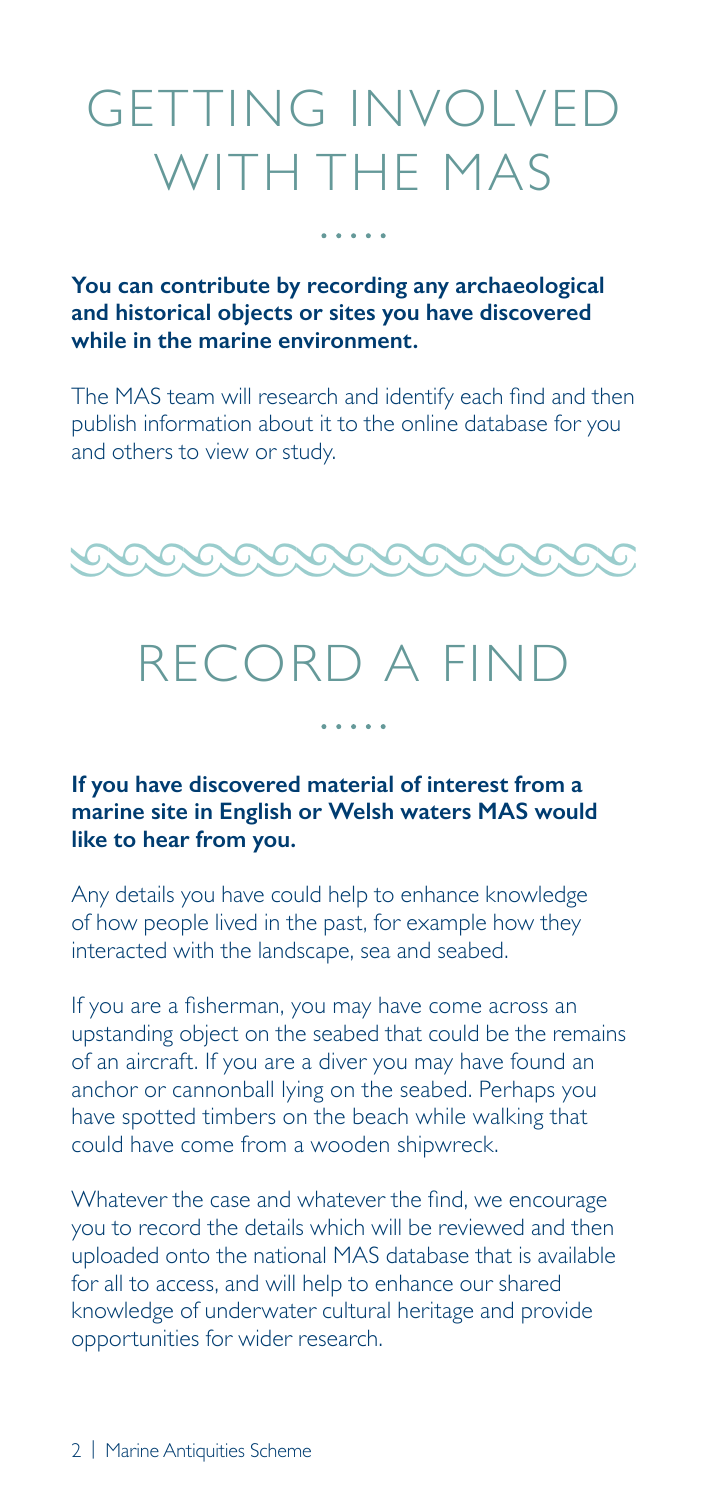# GETTING INVOLVED WITH THE MAS

**You can contribute by recording any archaeological and historical objects or sites you have discovered while in the marine environment.**

The MAS team will research and identify each find and then publish information about it to the online database for you and others to view or study.

# RECORD A FIND

**If you have discovered material of interest from a marine site in English or Welsh waters MAS would like to hear from you.**

Any details you have could help to enhance knowledge of how people lived in the past, for example how they interacted with the landscape, sea and seabed.

If you are a fisherman, you may have come across an upstanding object on the seabed that could be the remains of an aircraft. If you are a diver you may have found an anchor or cannonball lying on the seabed. Perhaps you have spotted timbers on the beach while walking that could have come from a wooden shipwreck.

Whatever the case and whatever the find, we encourage you to record the details which will be reviewed and then uploaded onto the national MAS database that is available for all to access, and will help to enhance our shared knowledge of underwater cultural heritage and provide opportunities for wider research.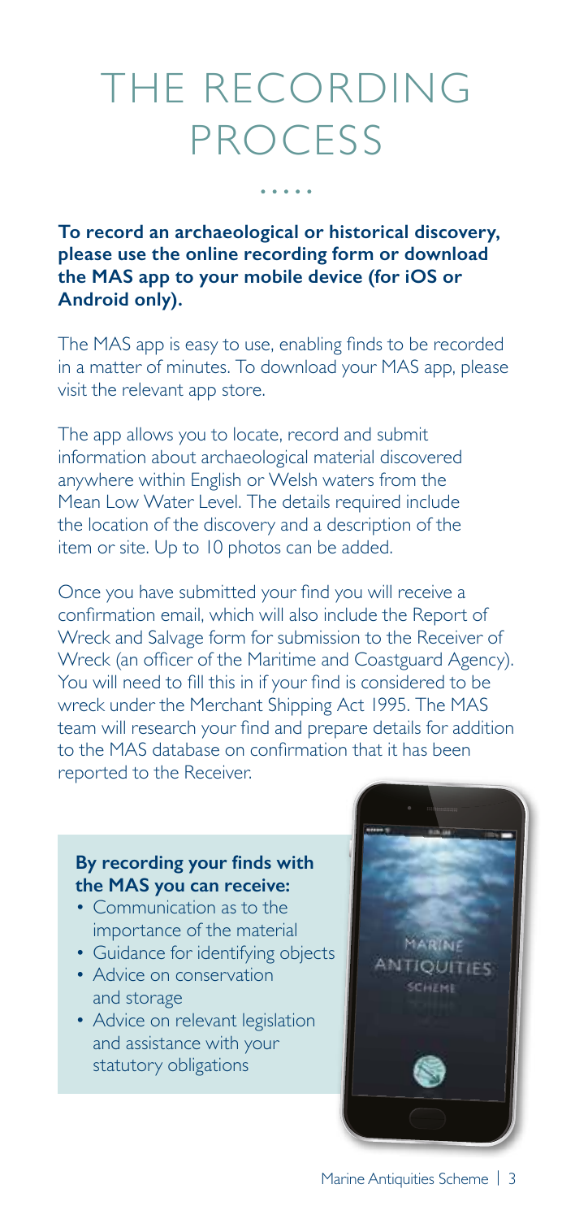# THE RECORDING PROCESS

**To record an archaeological or historical discovery, please use the online recording form or download the MAS app to your mobile device (for iOS or Android only).**

The MAS app is easy to use, enabling finds to be recorded in a matter of minutes. To download your MAS app, please visit the relevant app store.

The app allows you to locate, record and submit information about archaeological material discovered anywhere within English or Welsh waters from the Mean Low Water Level. The details required include the location of the discovery and a description of the item or site. Up to 10 photos can be added.

Once you have submitted your find you will receive a confirmation email, which will also include the Report of Wreck and Salvage form for submission to the Receiver of Wreck (an officer of the Maritime and Coastguard Agency). You will need to fill this in if your find is considered to be wreck under the Merchant Shipping Act 1995. The MAS team will research your find and prepare details for addition to the MAS database on confirmation that it has been reported to the Receiver.

**By recording your finds with the MAS you can receive:**

- Communication as to the importance of the material
- Guidance for identifying objects
- Advice on conservation and storage
- Advice on relevant legislation and assistance with your statutory obligations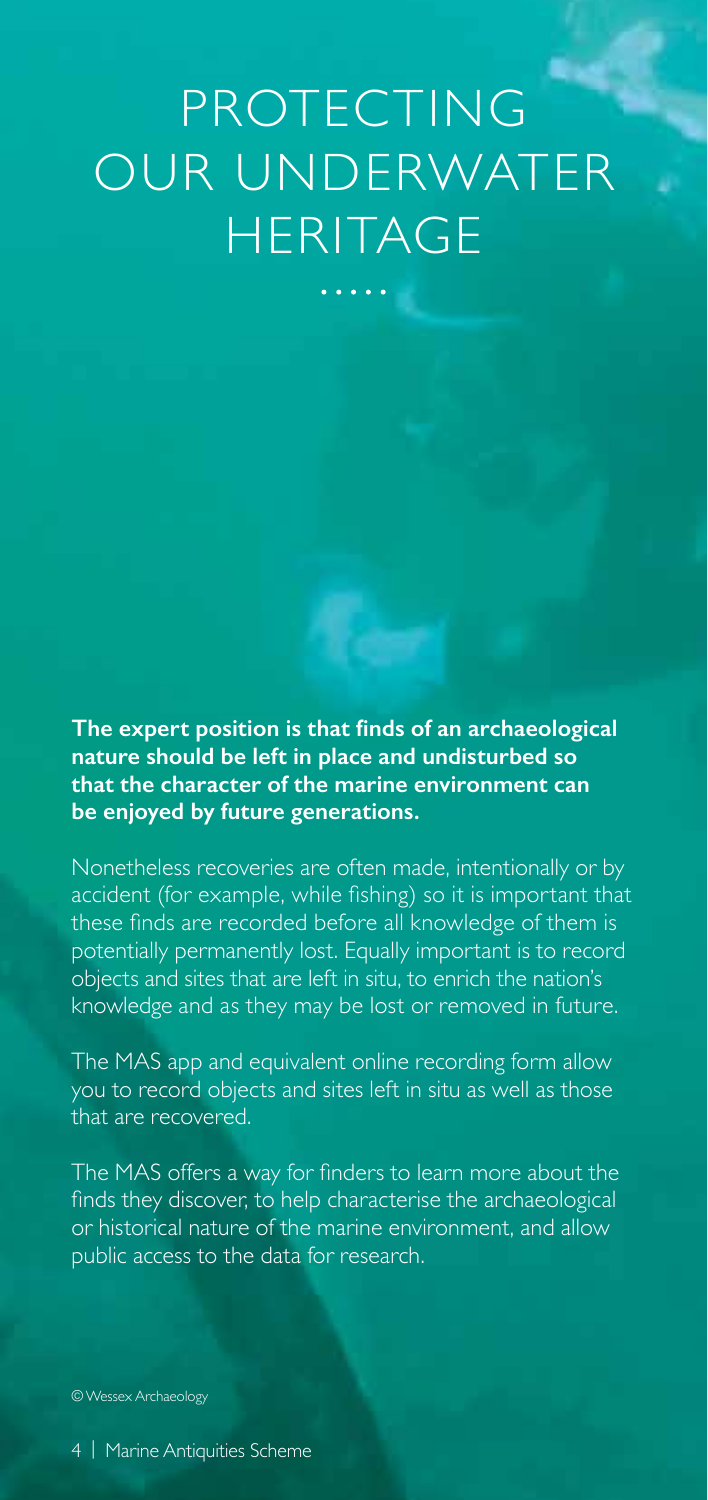# PROTECTING OUR UNDERWATER HERITAGE

**The expert position is that finds of an archaeological nature should be left in place and undisturbed so that the character of the marine environment can be enjoyed by future generations.**

Nonetheless recoveries are often made, intentionally or by accident (for example, while fishing) so it is important that these finds are recorded before all knowledge of them is potentially permanently lost. Equally important is to record objects and sites that are left in situ, to enrich the nation's knowledge and as they may be lost or removed in future.

The MAS app and equivalent online recording form allow you to record objects and sites left in situ as well as those that are recovered.

The MAS offers a way for finders to learn more about the finds they discover, to help characterise the archaeological or historical nature of the marine environment, and allow public access to the data for research.

© Wessex Archaeology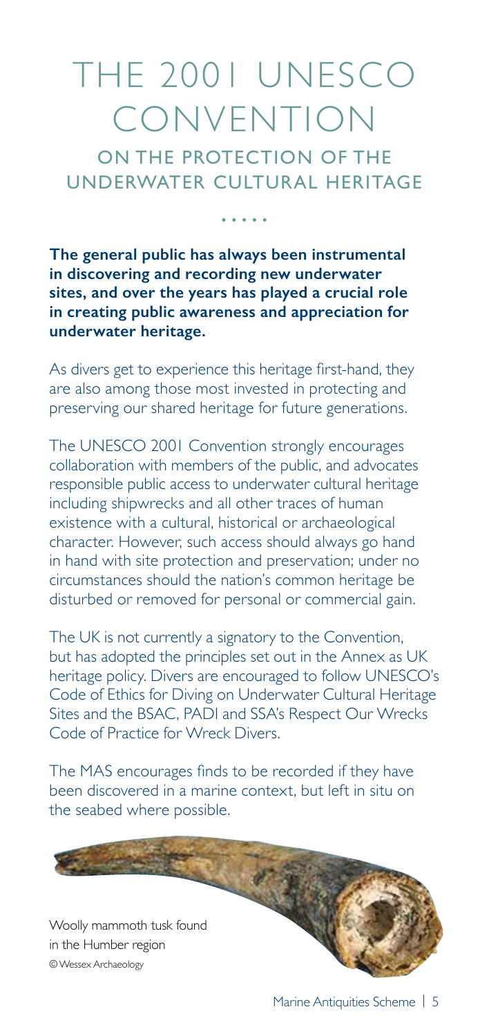# THE 2001 UNESCO CONVENTION

## ON THE PROTECTION OF THE UNDERWATER CULTURAL HERITAGE

**The general public has always been instrumental in discovering and recording new underwater sites, and over the years has played a crucial role in creating public awareness and appreciation for underwater heritage.**

As divers get to experience this heritage first-hand, they are also among those most invested in protecting and preserving our shared heritage for future generations.

The UNESCO 2001 Convention strongly encourages collaboration with members of the public, and advocates responsible public access to underwater cultural heritage including shipwrecks and all other traces of human existence with a cultural, historical or archaeological character. However, such access should always go hand in hand with site protection and preservation; under no circumstances should the nation's common heritage be disturbed or removed for personal or commercial gain.

The UK is not currently a signatory to the Convention, but has adopted the principles set out in the Annex as UK heritage policy. Divers are encouraged to follow UNESCO's Code of Ethics for Diving on Underwater Cultural Heritage Sites and the BSAC, PADI and SSA's Respect Our Wrecks Code of Practice for Wreck Divers.

The MAS encourages finds to be recorded if they have been discovered in a marine context, but left in situ on the seabed where possible.

Woolly mammoth tusk found in the Humber region
© Wessex Archaeology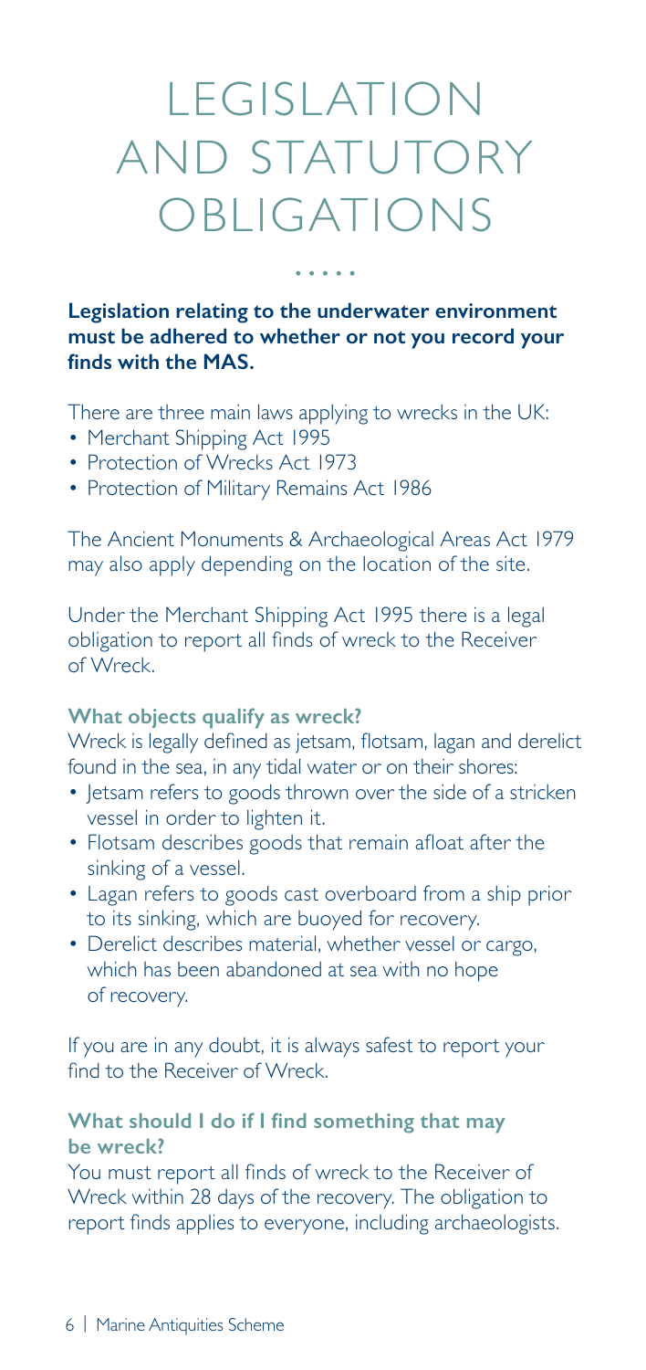# LEGISLATION AND STATUTORY OBLIGATIONS

**Legislation relating to the underwater environment must be adhered to whether or not you record your finds with the MAS.**

There are three main laws applying to wrecks in the UK:

- Merchant Shipping Act 1995
- Protection of Wrecks Act 1973
- Protection of Military Remains Act 1986

The Ancient Monuments & Archaeological Areas Act 1979 may also apply depending on the location of the site.

Under the Merchant Shipping Act 1995 there is a legal obligation to report all finds of wreck to the Receiver of Wreck.

### What objects qualify as wreck?

Wreck is legally defined as jetsam, flotsam, lagan and derelict found in the sea, in any tidal water or on their shores:

- Jetsam refers to goods thrown over the side of a stricken vessel in order to lighten it.
- Flotsam describes goods that remain afloat after the sinking of a vessel.
- Lagan refers to goods cast overboard from a ship prior to its sinking, which are buoyed for recovery.
- Derelict describes material, whether vessel or cargo, which has been abandoned at sea with no hope of recovery.

If you are in any doubt, it is always safest to report your find to the Receiver of Wreck.

### What should I do if I find something that may be wreck?

You must report all finds of wreck to the Receiver of Wreck within 28 days of the recovery. The obligation to report finds applies to everyone, including archaeologists.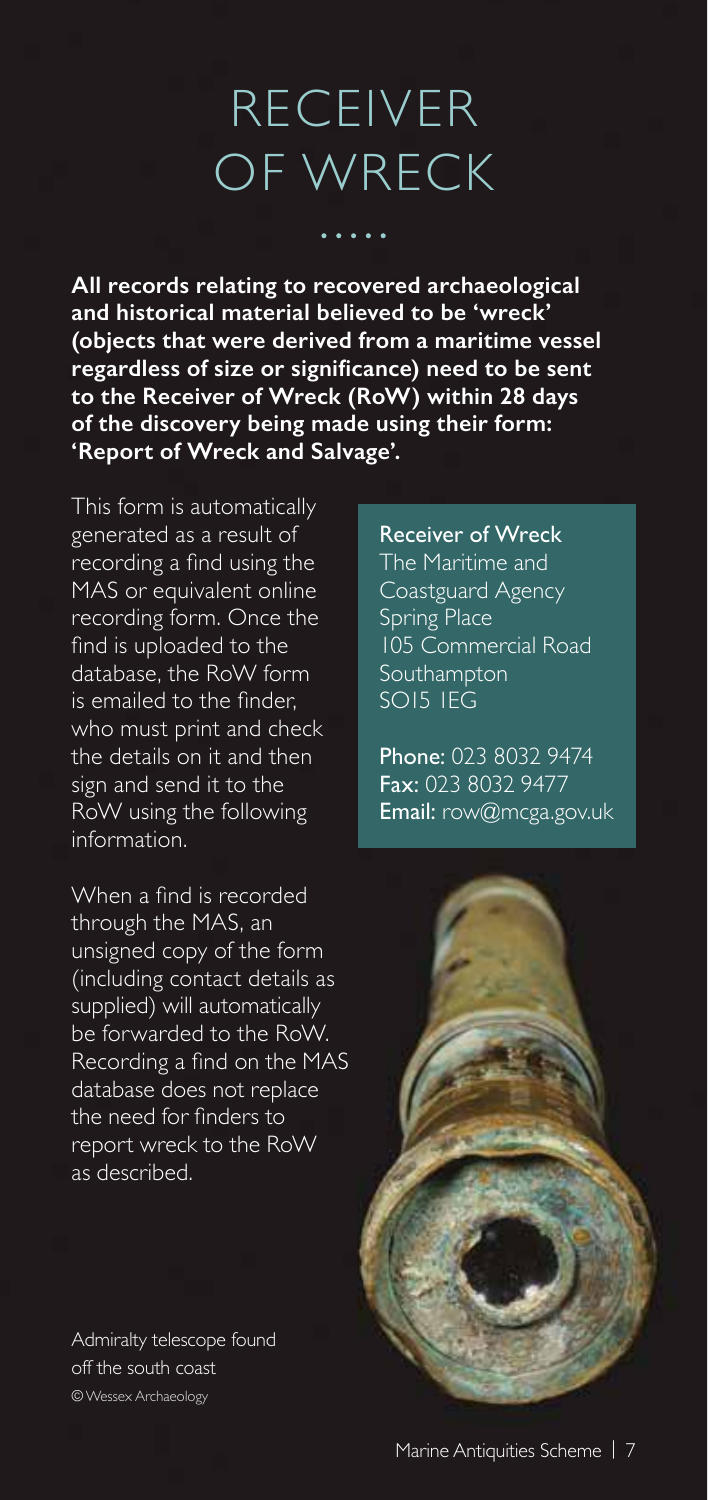# RECEIVER OF WRECK

**All records relating to recovered archaeological and historical material believed to be 'wreck' (objects that were derived from a maritime vessel regardless of size or significance) need to be sent to the Receiver of Wreck (RoW) within 28 days of the discovery being made using their form: 'Report of Wreck and Salvage'.**

This form is automatically generated as a result of recording a find using the MAS or equivalent online recording form. Once the find is uploaded to the database, the RoW form is emailed to the finder, who must print and check the details on it and then sign and send it to the RoW using the following information.

When a find is recorded through the MAS, an unsigned copy of the form (including contact details as supplied) will automatically be forwarded to the RoW. Recording a find on the MAS database does not replace the need for finders to report wreck to the RoW as described.

Receiver of Wreck
The Maritime and Coastguard Agency
Spring Place
105 Commercial Road
Southampton
SO15 1EG

Phone: 023 8032 9474
Fax: 023 8032 9477
Email: row@mcga.gov.uk

Admiralty telescope found off the south coast
© Wessex Archaeology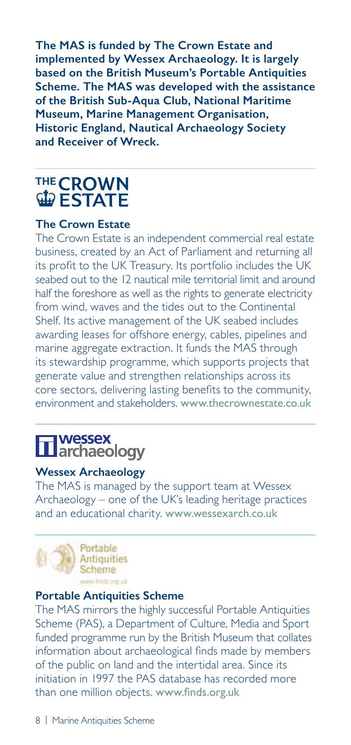**The MAS is funded by The Crown Estate and implemented by Wessex Archaeology. It is largely based on the British Museum's Portable Antiquities Scheme. The MAS was developed with the assistance of the British Sub-Aqua Club, National Maritime Museum, Marine Management Organisation, Historic England, Nautical Archaeology Society and Receiver of Wreck.**

THE CROWN ESTATE

### The Crown Estate

The Crown Estate is an independent commercial real estate business, created by an Act of Parliament and returning all its profit to the UK Treasury. Its portfolio includes the UK seabed out to the 12 nautical mile territorial limit and around half the foreshore as well as the rights to generate electricity from wind, waves and the tides out to the Continental Shelf. Its active management of the UK seabed includes awarding leases for offshore energy, cables, pipelines and marine aggregate extraction. It funds the MAS through its stewardship programme, which supports projects that generate value and strengthen relationships across its core sectors, delivering lasting benefits to the community, environment and stakeholders. www.thecrownestate.co.uk

wessex archaeology

### Wessex Archaeology

The MAS is managed by the support team at Wessex Archaeology – one of the UK's leading heritage practices and an educational charity. www.wessexarch.co.uk

Portable Antiquities Scheme
www.finds.org.uk

### Portable Antiquities Scheme

The MAS mirrors the highly successful Portable Antiquities Scheme (PAS), a Department of Culture, Media and Sport funded programme run by the British Museum that collates information about archaeological finds made by members of the public on land and the intertidal area. Since its initiation in 1997 the PAS database has recorded more than one million objects. www.finds.org.uk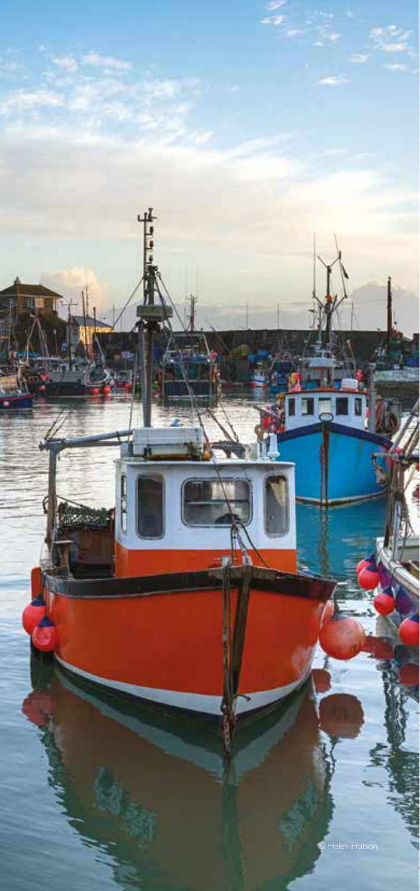© Helen Hotson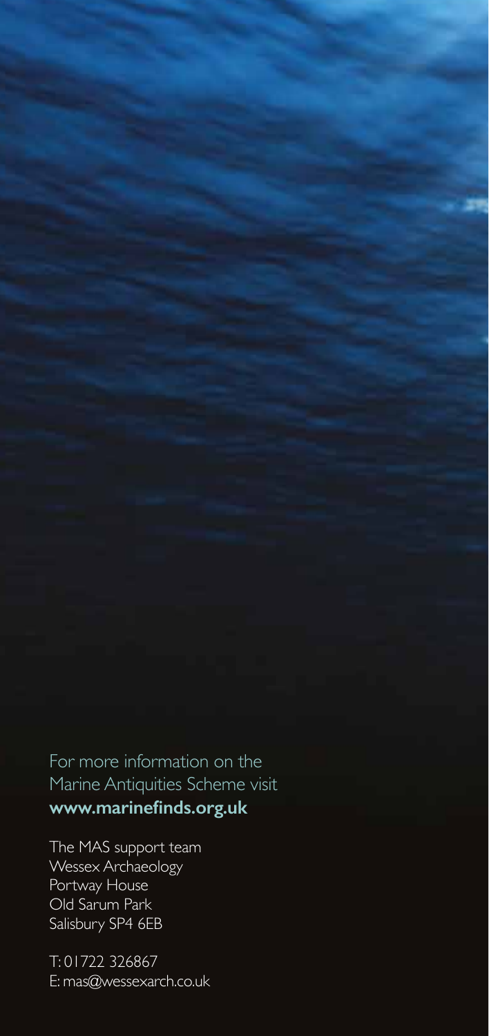For more information on the Marine Antiquities Scheme visit
**www.marinefinds.org.uk**

The MAS support team
Wessex Archaeology
Portway House
Old Sarum Park
Salisbury SP4 6EB

T: 01722 326867
E: mas@wessexarch.co.uk